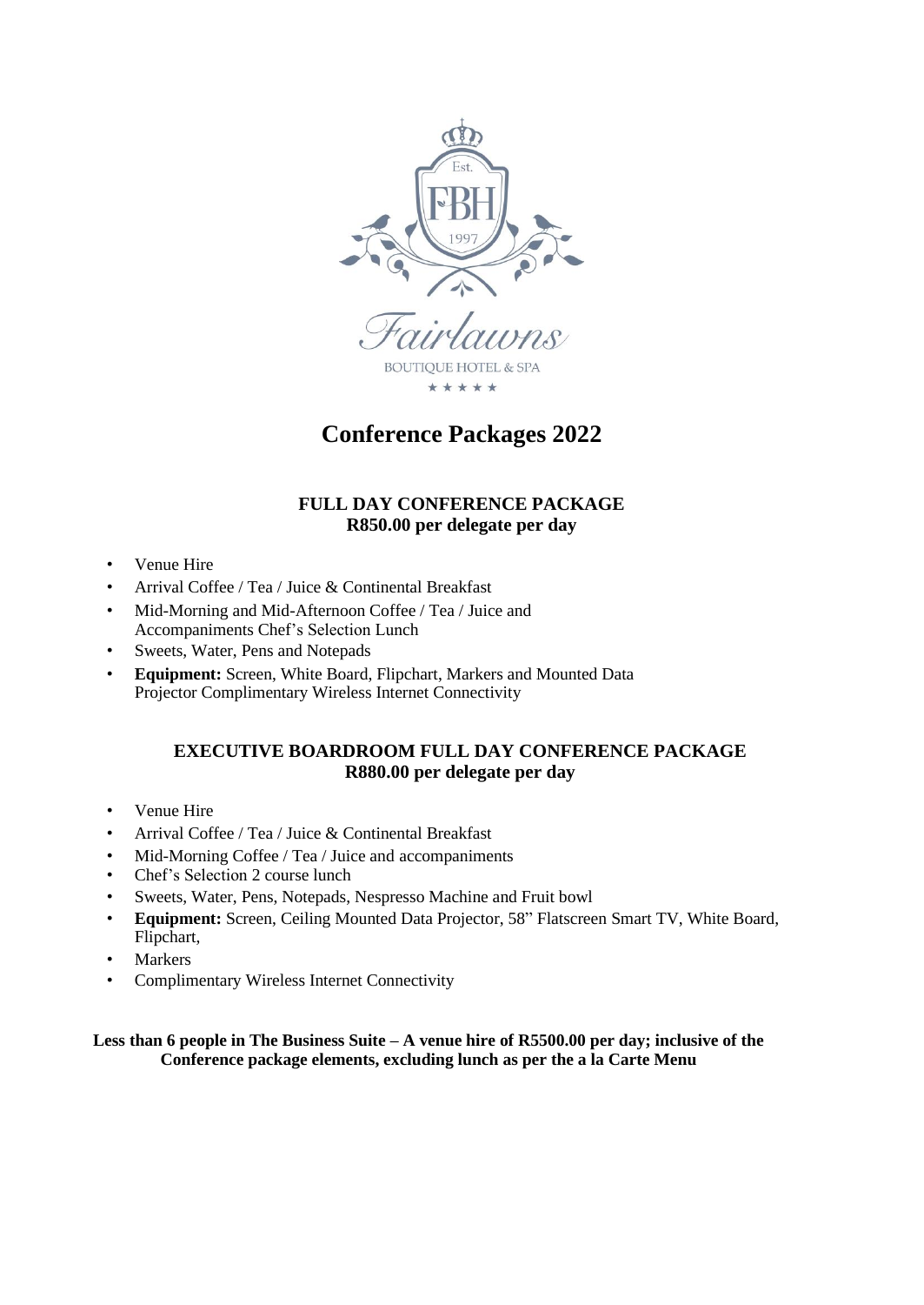# Conference Packages 2022

## FULL DAY CONFERENCE PACKAGE
**R850.00 per delegate per day**

- Venue Hire
- Arrival Coffee / Tea / Juice & Continental Breakfast
- Mid-Morning and Mid-Afternoon Coffee / Tea / Juice and Accompaniments Chef's Selection Lunch
- Sweets, Water, Pens and Notepads
- **Equipment:** Screen, White Board, Flipchart, Markers and Mounted Data Projector Complimentary Wireless Internet Connectivity

## EXECUTIVE BOARDROOM FULL DAY CONFERENCE PACKAGE
**R880.00 per delegate per day**

- Venue Hire
- Arrival Coffee / Tea / Juice & Continental Breakfast
- Mid-Morning Coffee / Tea / Juice and accompaniments
- Chef's Selection 2 course lunch
- Sweets, Water, Pens, Notepads, Nespresso Machine and Fruit bowl
- **Equipment:** Screen, Ceiling Mounted Data Projector, 58" Flatscreen Smart TV, White Board, Flipchart,
- Markers
- Complimentary Wireless Internet Connectivity

**Less than 6 people in The Business Suite – A venue hire of R5500.00 per day; inclusive of the Conference package elements, excluding lunch as per the a la Carte Menu**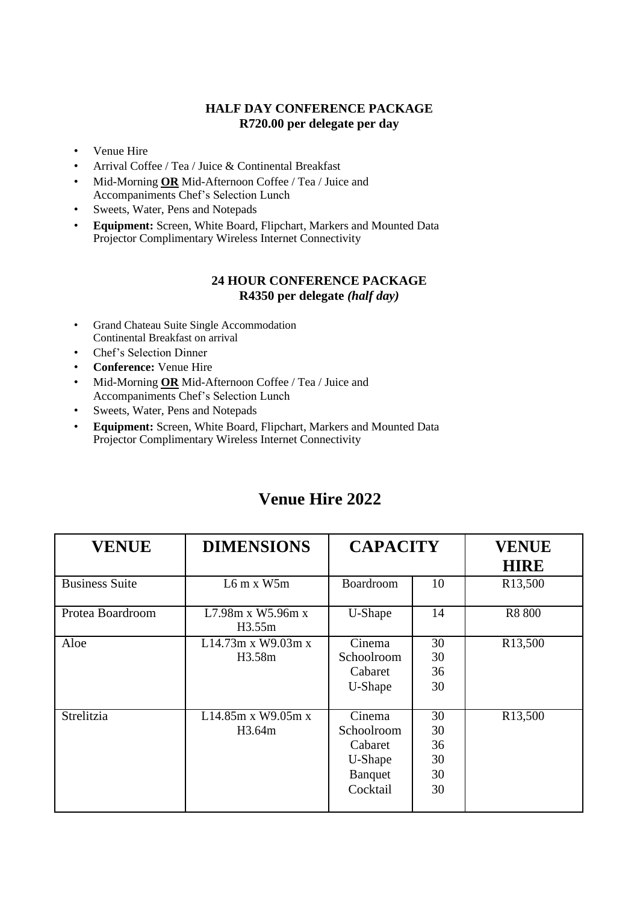**HALF DAY CONFERENCE PACKAGE**
**R720.00 per delegate per day**

- Venue Hire
- Arrival Coffee / Tea / Juice & Continental Breakfast
- Mid-Morning **OR** Mid-Afternoon Coffee / Tea / Juice and Accompaniments Chef's Selection Lunch
- Sweets, Water, Pens and Notepads
- **Equipment:** Screen, White Board, Flipchart, Markers and Mounted Data Projector Complimentary Wireless Internet Connectivity

**24 HOUR CONFERENCE PACKAGE**
**R4350 per delegate *(half day)***

- Grand Chateau Suite Single Accommodation Continental Breakfast on arrival
- Chef's Selection Dinner
- **Conference:** Venue Hire
- Mid-Morning **OR** Mid-Afternoon Coffee / Tea / Juice and Accompaniments Chef's Selection Lunch
- Sweets, Water, Pens and Notepads
- **Equipment:** Screen, White Board, Flipchart, Markers and Mounted Data Projector Complimentary Wireless Internet Connectivity

# Venue Hire 2022

| VENUE | DIMENSIONS | CAPACITY | | VENUE HIRE |
|---|---|---|---|---|
| Business Suite | L6 m x W5m | Boardroom | 10 | R13,500 |
| Protea Boardroom | L7.98m x W5.96m x H3.55m | U-Shape | 14 | R8 800 |
| Aloe | L14.73m x W9.03m x H3.58m | Cinema<br>Schoolroom<br>Cabaret<br>U-Shape | 30<br>30<br>36<br>30 | R13,500 |
| Strelitzia | L14.85m x W9.05m x H3.64m | Cinema<br>Schoolroom<br>Cabaret<br>U-Shape<br>Banquet<br>Cocktail | 30<br>30<br>36<br>30<br>30<br>30 | R13,500 |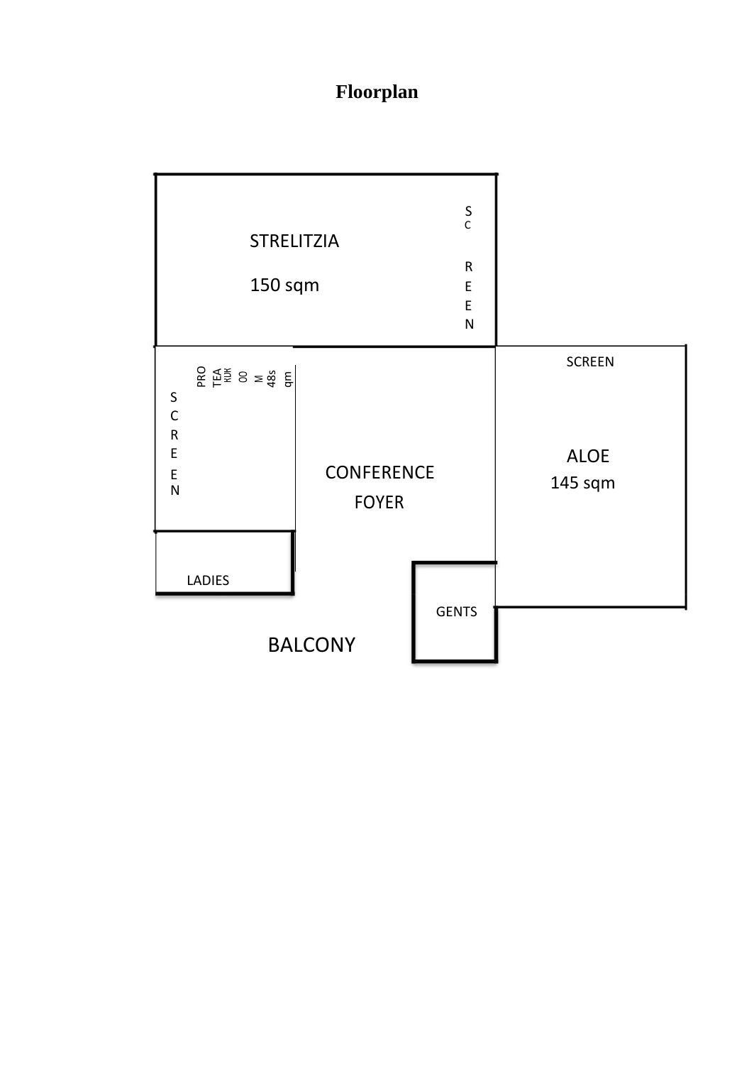# Floorplan

STRELITZIA

150 sqm

SCREEN

PROTEA ROOM 48sqm

SCREEN

CONFERENCE FOYER

SCREEN

ALOE

145 sqm

LADIES

GENTS

BALCONY